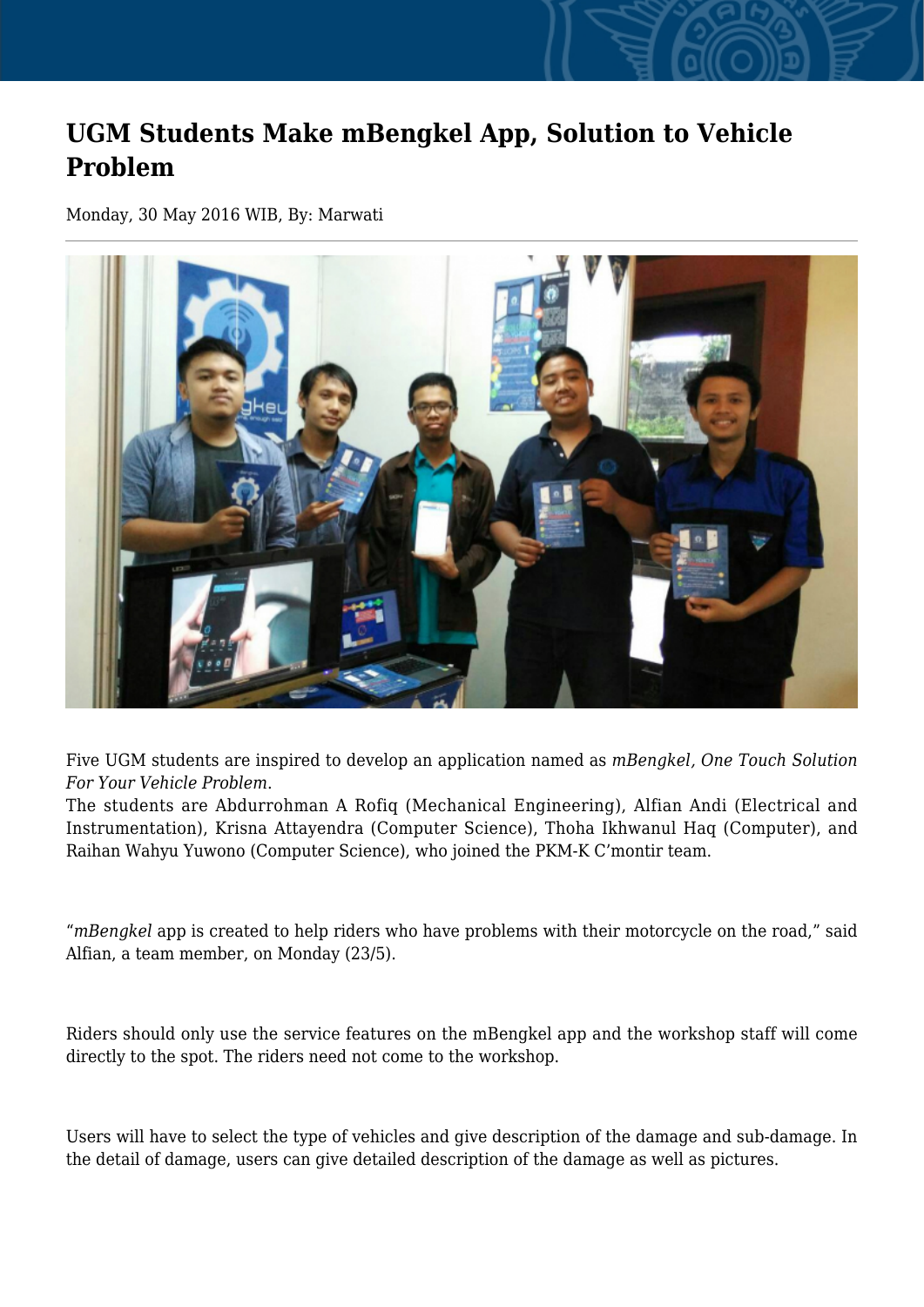# UGM Students Make mBengkel App, Solution to Vehicle Problem

Monday, 30 May 2016 WIB, By: Marwati

Five UGM students are inspired to develop an application named as *mBengkel, One Touch Solution For Your Vehicle Problem*.
The students are Abdurrohman A Rofiq (Mechanical Engineering), Alfian Andi (Electrical and Instrumentation), Krisna Attayendra (Computer Science), Thoha Ikhwanul Haq (Computer), and Raihan Wahyu Yuwono (Computer Science), who joined the PKM-K C'montir team.

"*mBengkel* app is created to help riders who have problems with their motorcycle on the road," said Alfian, a team member, on Monday (23/5).

Riders should only use the service features on the mBengkel app and the workshop staff will come directly to the spot. The riders need not come to the workshop.

Users will have to select the type of vehicles and give description of the damage and sub-damage. In the detail of damage, users can give detailed description of the damage as well as pictures.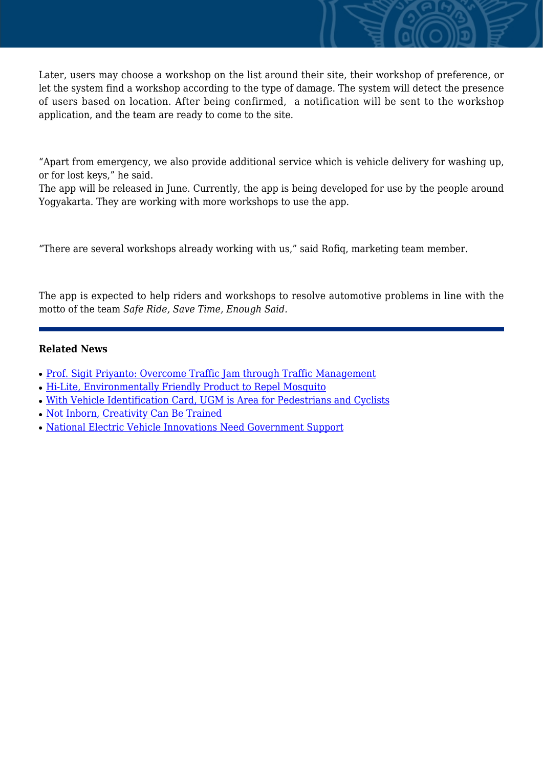Later, users may choose a workshop on the list around their site, their workshop of preference, or let the system find a workshop according to the type of damage. The system will detect the presence of users based on location. After being confirmed,  a notification will be sent to the workshop application, and the team are ready to come to the site.

“Apart from emergency, we also provide additional service which is vehicle delivery for washing up, or for lost keys,” he said.
The app will be released in June. Currently, the app is being developed for use by the people around Yogyakarta. They are working with more workshops to use the app.

“There are several workshops already working with us,” said Rofiq, marketing team member.

The app is expected to help riders and workshops to resolve automotive problems in line with the motto of the team *Safe Ride, Save Time, Enough Said*.

---

**Related News**

- Prof. Sigit Priyanto: Overcome Traffic Jam through Traffic Management
- Hi-Lite, Environmentally Friendly Product to Repel Mosquito
- With Vehicle Identification Card, UGM is Area for Pedestrians and Cyclists
- Not Inborn, Creativity Can Be Trained
- National Electric Vehicle Innovations Need Government Support